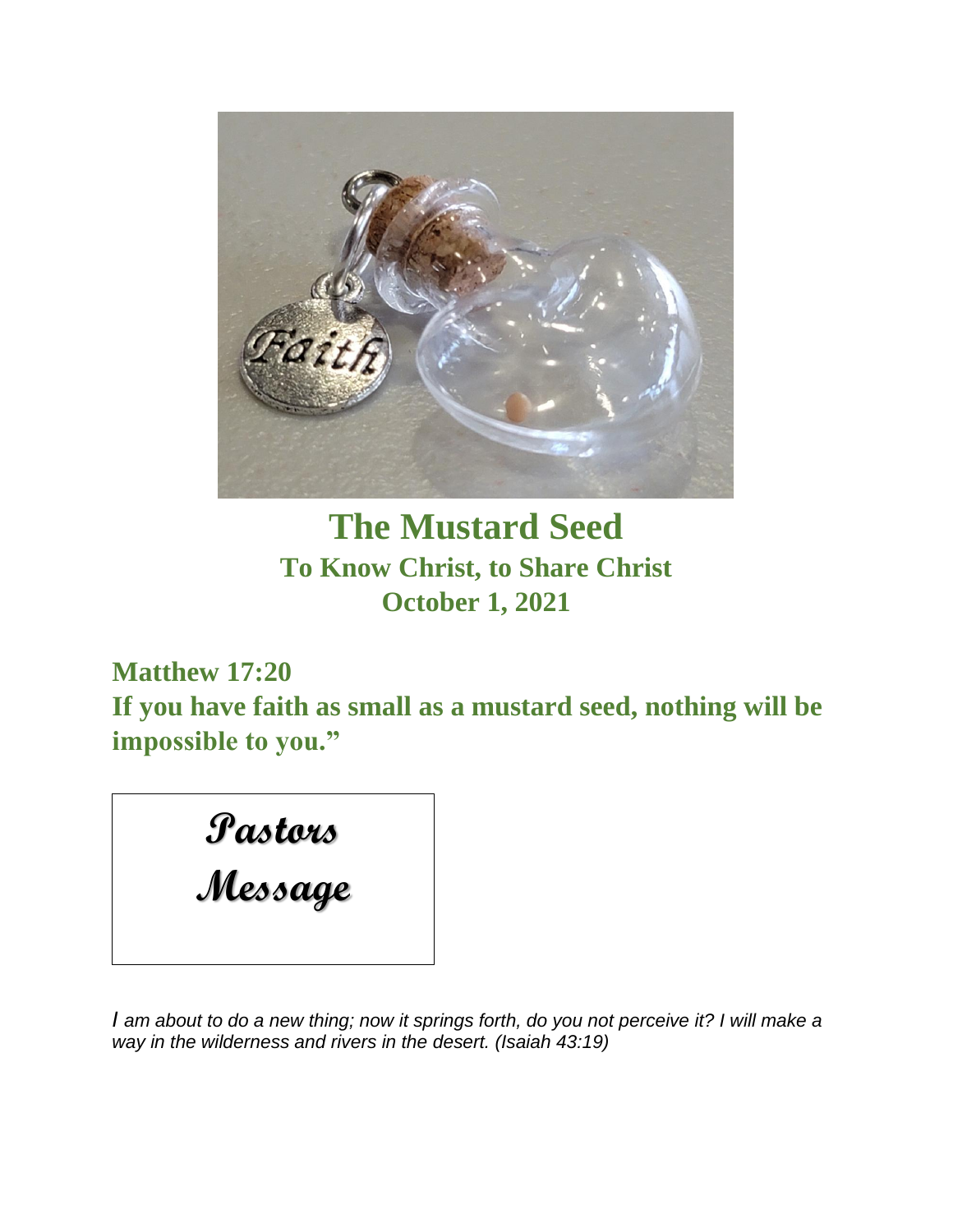# The Mustard Seed

## To Know Christ, to Share Christ

## October 1, 2021

## Matthew 17:20

**If you have faith as small as a mustard seed, nothing will be impossible to you."**

**Pastors Message**

*I am about to do a new thing; now it springs forth, do you not perceive it? I will make a way in the wilderness and rivers in the desert. (Isaiah 43:19)*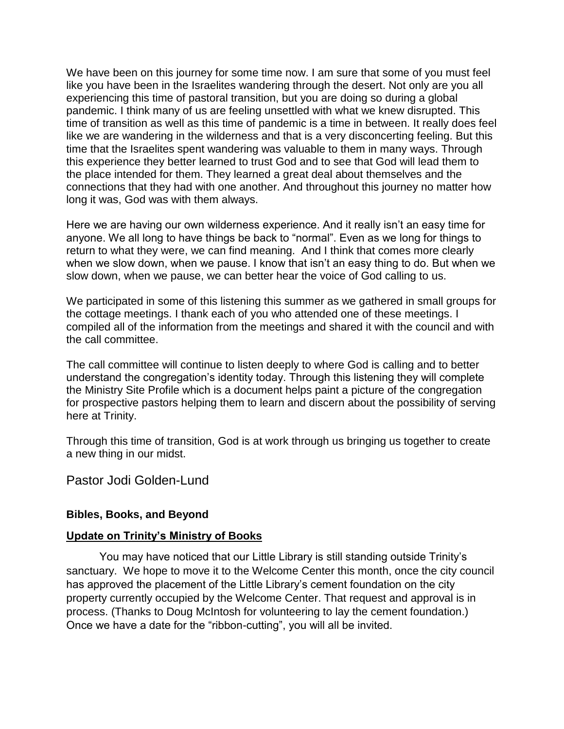We have been on this journey for some time now. I am sure that some of you must feel like you have been in the Israelites wandering through the desert. Not only are you all experiencing this time of pastoral transition, but you are doing so during a global pandemic. I think many of us are feeling unsettled with what we knew disrupted. This time of transition as well as this time of pandemic is a time in between. It really does feel like we are wandering in the wilderness and that is a very disconcerting feeling. But this time that the Israelites spent wandering was valuable to them in many ways. Through this experience they better learned to trust God and to see that God will lead them to the place intended for them. They learned a great deal about themselves and the connections that they had with one another. And throughout this journey no matter how long it was, God was with them always.

Here we are having our own wilderness experience. And it really isn't an easy time for anyone. We all long to have things be back to "normal". Even as we long for things to return to what they were, we can find meaning. And I think that comes more clearly when we slow down, when we pause. I know that isn't an easy thing to do. But when we slow down, when we pause, we can better hear the voice of God calling to us.

We participated in some of this listening this summer as we gathered in small groups for the cottage meetings. I thank each of you who attended one of these meetings. I compiled all of the information from the meetings and shared it with the council and with the call committee.

The call committee will continue to listen deeply to where God is calling and to better understand the congregation's identity today. Through this listening they will complete the Ministry Site Profile which is a document helps paint a picture of the congregation for prospective pastors helping them to learn and discern about the possibility of serving here at Trinity.

Through this time of transition, God is at work through us bringing us together to create a new thing in our midst.

Pastor Jodi Golden-Lund

**Bibles, Books, and Beyond**

**Update on Trinity's Ministry of Books**

You may have noticed that our Little Library is still standing outside Trinity's sanctuary. We hope to move it to the Welcome Center this month, once the city council has approved the placement of the Little Library's cement foundation on the city property currently occupied by the Welcome Center. That request and approval is in process. (Thanks to Doug McIntosh for volunteering to lay the cement foundation.) Once we have a date for the "ribbon-cutting", you will all be invited.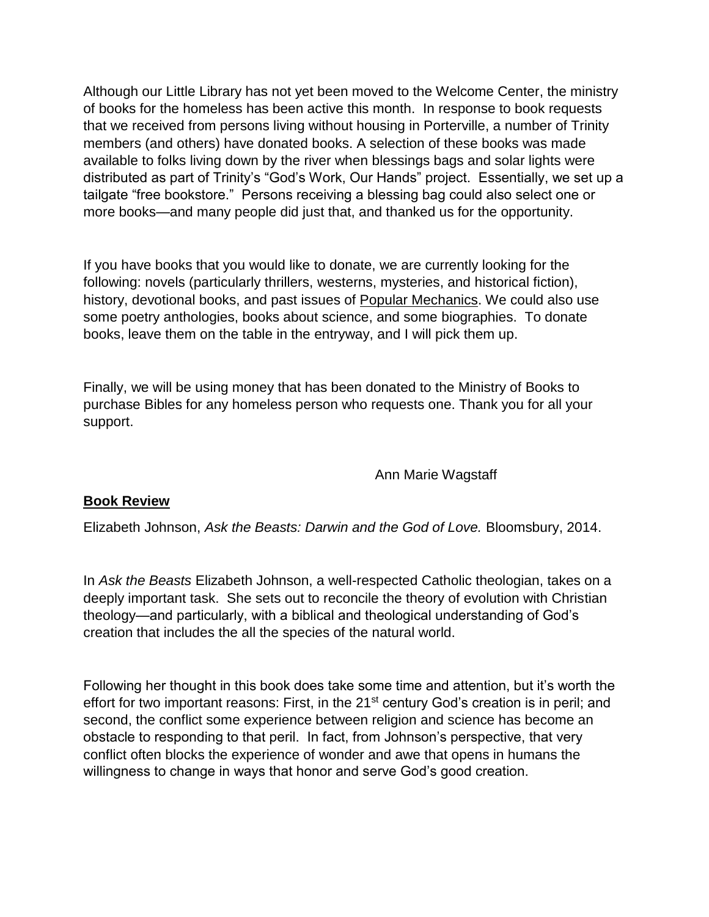Although our Little Library has not yet been moved to the Welcome Center, the ministry of books for the homeless has been active this month. In response to book requests that we received from persons living without housing in Porterville, a number of Trinity members (and others) have donated books. A selection of these books was made available to folks living down by the river when blessings bags and solar lights were distributed as part of Trinity's "God's Work, Our Hands" project. Essentially, we set up a tailgate "free bookstore." Persons receiving a blessing bag could also select one or more books—and many people did just that, and thanked us for the opportunity.

If you have books that you would like to donate, we are currently looking for the following: novels (particularly thrillers, westerns, mysteries, and historical fiction), history, devotional books, and past issues of Popular Mechanics. We could also use some poetry anthologies, books about science, and some biographies. To donate books, leave them on the table in the entryway, and I will pick them up.

Finally, we will be using money that has been donated to the Ministry of Books to purchase Bibles for any homeless person who requests one. Thank you for all your support.

Ann Marie Wagstaff

## Book Review

Elizabeth Johnson, *Ask the Beasts: Darwin and the God of Love.* Bloomsbury, 2014.

In *Ask the Beasts* Elizabeth Johnson, a well-respected Catholic theologian, takes on a deeply important task. She sets out to reconcile the theory of evolution with Christian theology—and particularly, with a biblical and theological understanding of God's creation that includes the all the species of the natural world.

Following her thought in this book does take some time and attention, but it's worth the effort for two important reasons: First, in the 21st century God's creation is in peril; and second, the conflict some experience between religion and science has become an obstacle to responding to that peril. In fact, from Johnson's perspective, that very conflict often blocks the experience of wonder and awe that opens in humans the willingness to change in ways that honor and serve God's good creation.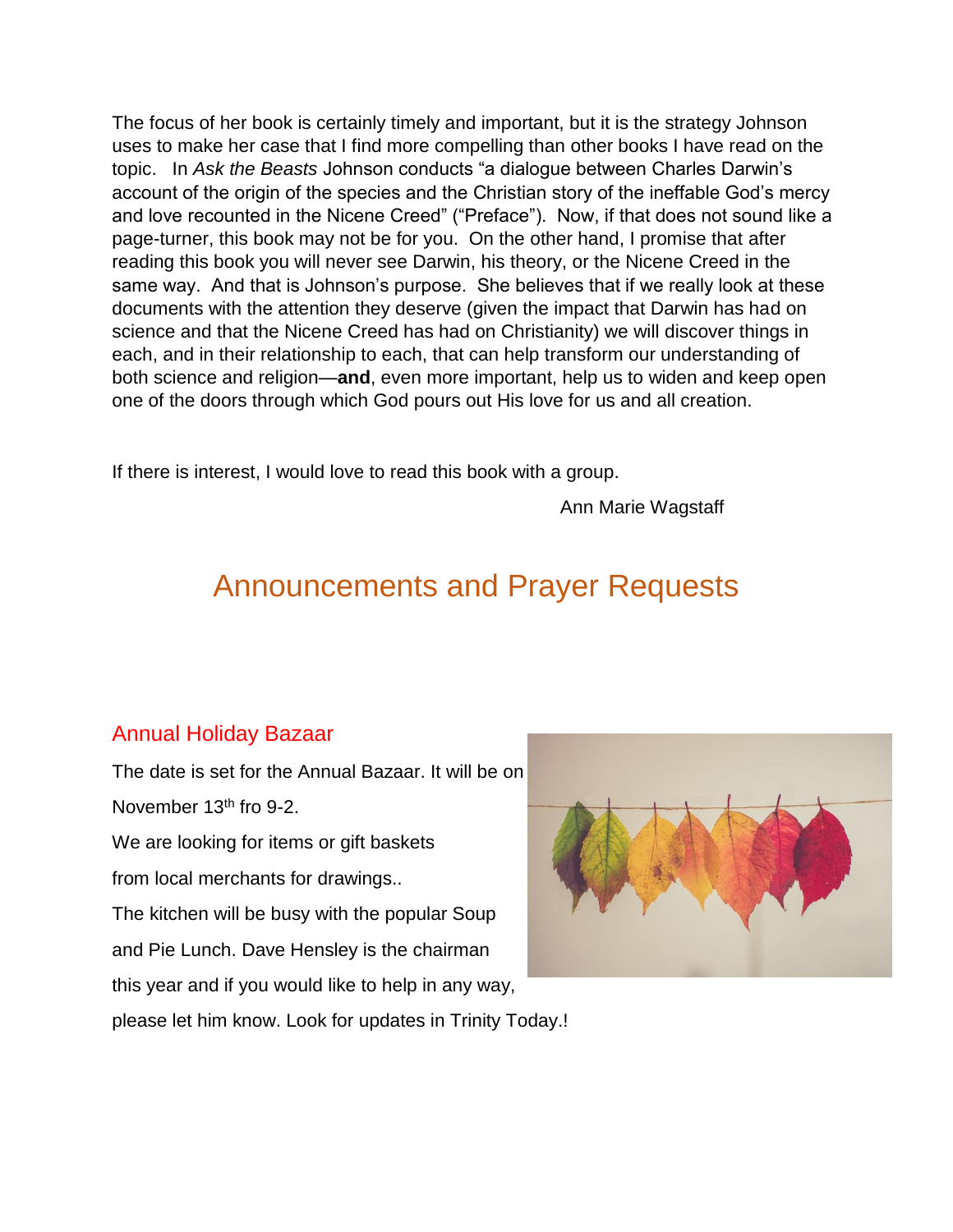The focus of her book is certainly timely and important, but it is the strategy Johnson uses to make her case that I find more compelling than other books I have read on the topic. In *Ask the Beasts* Johnson conducts "a dialogue between Charles Darwin's account of the origin of the species and the Christian story of the ineffable God's mercy and love recounted in the Nicene Creed" ("Preface"). Now, if that does not sound like a page-turner, this book may not be for you. On the other hand, I promise that after reading this book you will never see Darwin, his theory, or the Nicene Creed in the same way. And that is Johnson's purpose. She believes that if we really look at these documents with the attention they deserve (given the impact that Darwin has had on science and that the Nicene Creed has had on Christianity) we will discover things in each, and in their relationship to each, that can help transform our understanding of both science and religion—**and**, even more important, help us to widen and keep open one of the doors through which God pours out His love for us and all creation.

If there is interest, I would love to read this book with a group.

Ann Marie Wagstaff

# Announcements and Prayer Requests

## Annual Holiday Bazaar

The date is set for the Annual Bazaar. It will be on November 13th fro 9-2.

We are looking for items or gift baskets from local merchants for drawings..

The kitchen will be busy with the popular Soup and Pie Lunch. Dave Hensley is the chairman this year and if you would like to help in any way, please let him know. Look for updates in Trinity Today.!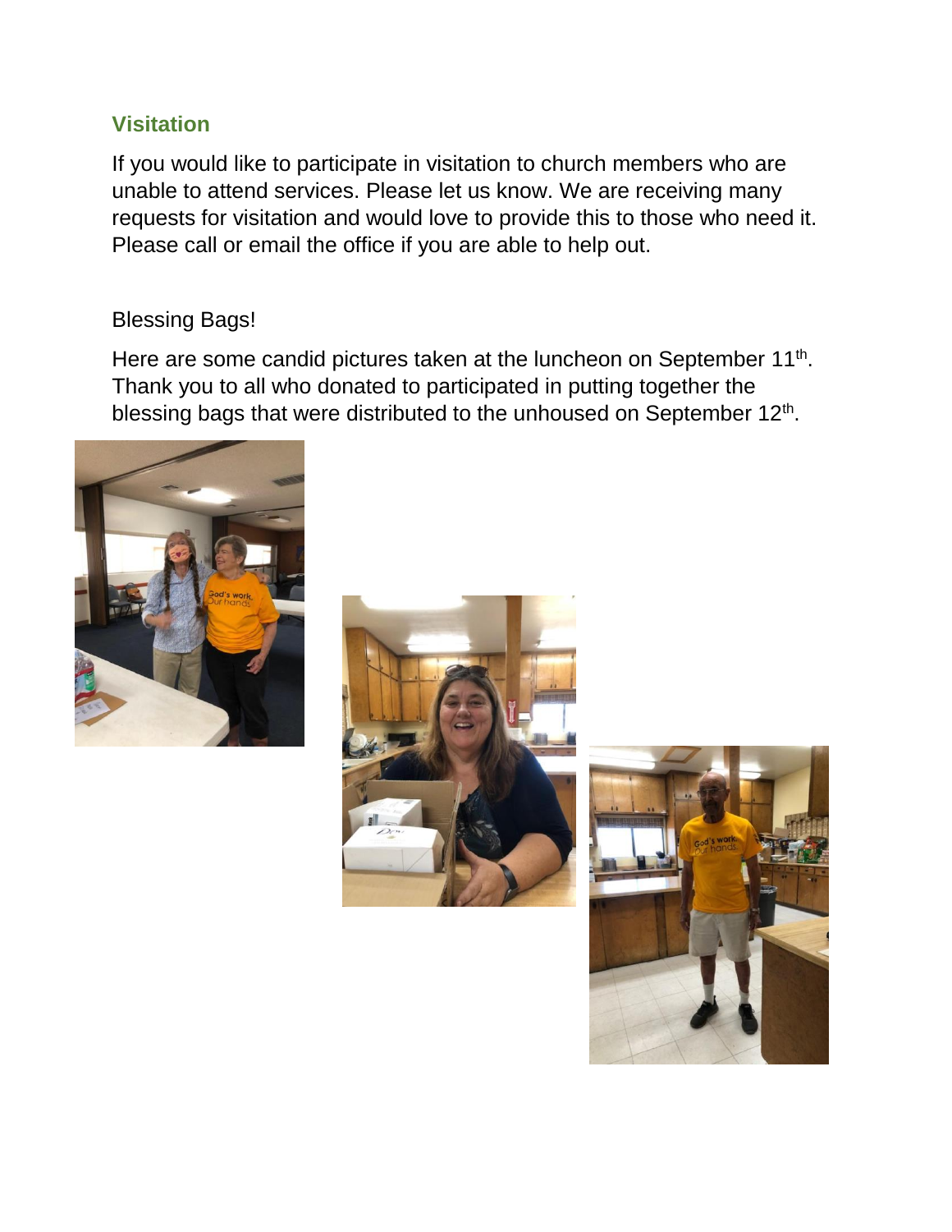## Visitation

If you would like to participate in visitation to church members who are unable to attend services. Please let us know. We are receiving many requests for visitation and would love to provide this to those who need it. Please call or email the office if you are able to help out.

Blessing Bags!

Here are some candid pictures taken at the luncheon on September 11th. Thank you to all who donated to participated in putting together the blessing bags that were distributed to the unhoused on September 12th.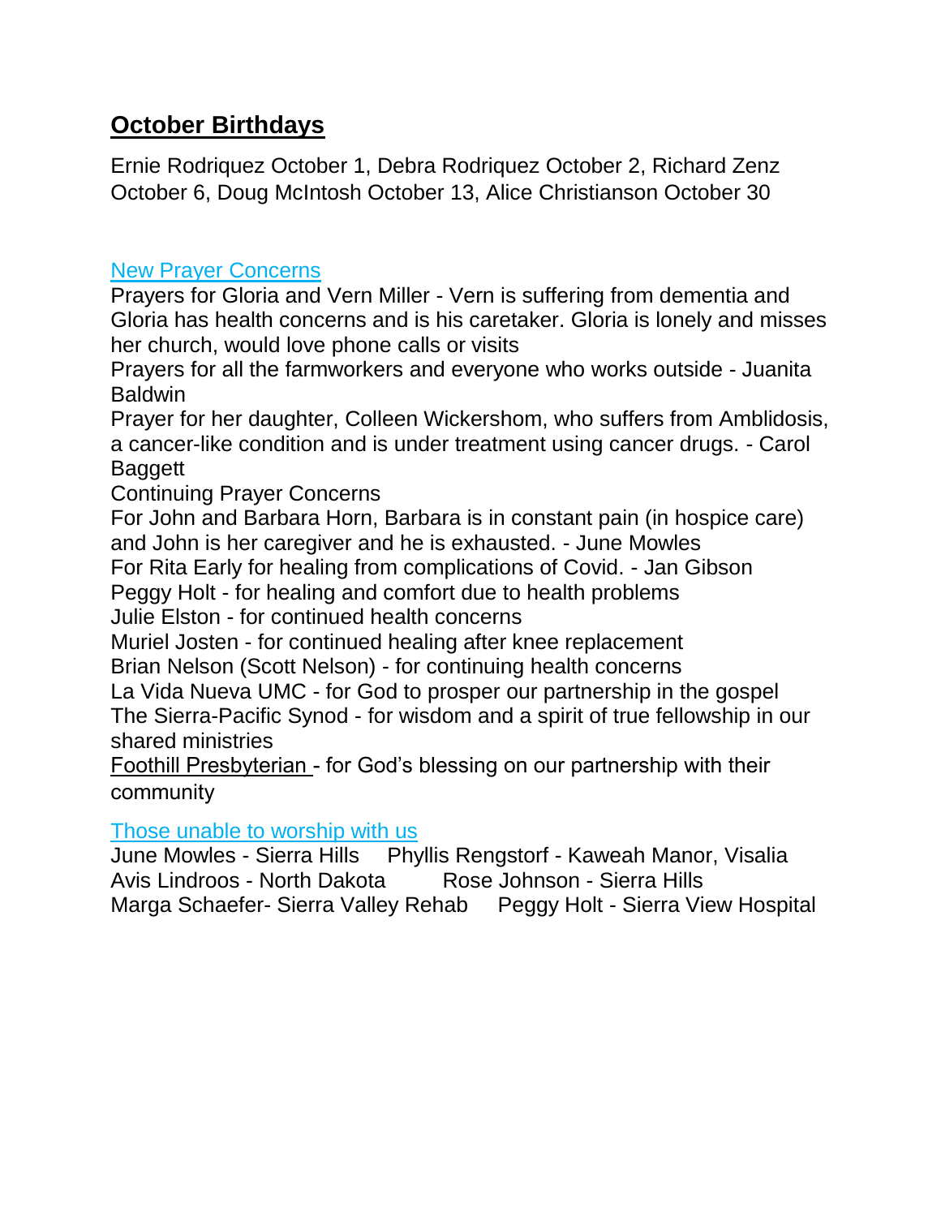## **October Birthdays**

Ernie Rodriquez October 1, Debra Rodriquez October 2, Richard Zenz October 6, Doug McIntosh October 13, Alice Christianson October 30

### New Prayer Concerns

Prayers for Gloria and Vern Miller - Vern is suffering from dementia and Gloria has health concerns and is his caretaker. Gloria is lonely and misses her church, would love phone calls or visits

Prayers for all the farmworkers and everyone who works outside - Juanita Baldwin

Prayer for her daughter, Colleen Wickershom, who suffers from Amblidosis, a cancer-like condition and is under treatment using cancer drugs. - Carol Baggett

Continuing Prayer Concerns

For John and Barbara Horn, Barbara is in constant pain (in hospice care) and John is her caregiver and he is exhausted. - June Mowles

For Rita Early for healing from complications of Covid. - Jan Gibson

Peggy Holt - for healing and comfort due to health problems

Julie Elston - for continued health concerns

Muriel Josten - for continued healing after knee replacement

Brian Nelson (Scott Nelson) - for continuing health concerns

La Vida Nueva UMC - for God to prosper our partnership in the gospel

The Sierra-Pacific Synod - for wisdom and a spirit of true fellowship in our shared ministries

Foothill Presbyterian - for God's blessing on our partnership with their community

### Those unable to worship with us

June Mowles - Sierra Hills

Phyllis Rengstorf - Kaweah Manor, Visalia

Avis Lindroos - North Dakota

Rose Johnson - Sierra Hills

Marga Schaefer- Sierra Valley Rehab

Peggy Holt - Sierra View Hospital